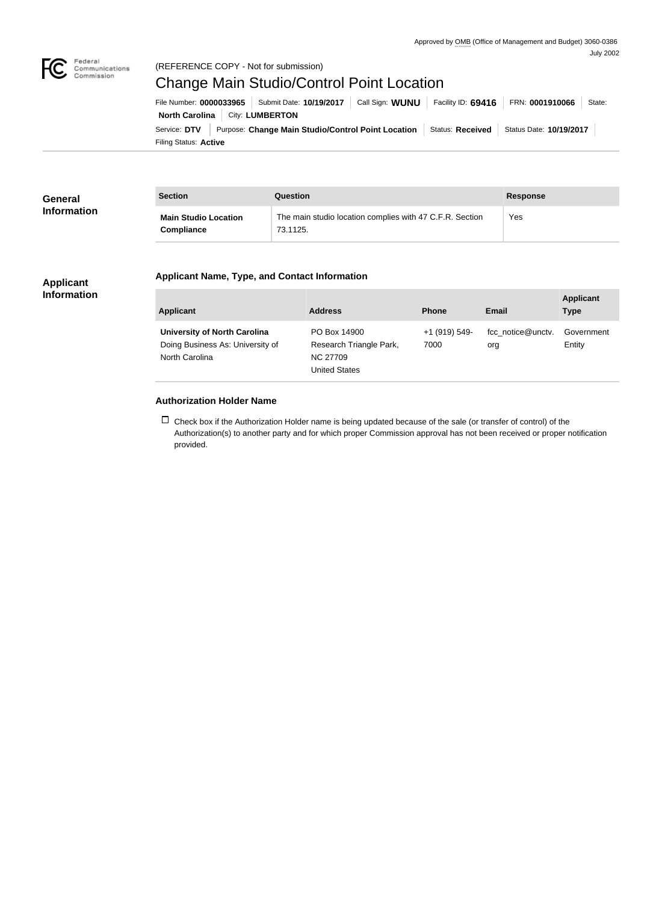Approved by OMB (Office of Management and Budget) 3060-0386
July 2002

Federal Communications Commission

(REFERENCE COPY - Not for submission)

# Change Main Studio/Control Point Location

File Number: **0000033965** | Submit Date: **10/19/2017** | Call Sign: **WUNU** | Facility ID: **69416** | FRN: **0001910066** | State: **North Carolina** | City: **LUMBERTON**

Service: **DTV** | Purpose: **Change Main Studio/Control Point Location** | Status: **Received** | Status Date: **10/19/2017** | Filing Status: **Active**

## General Information

| Section | Question | Response |
|---|---|---|
| **Main Studio Location Compliance** | The main studio location complies with 47 C.F.R. Section 73.1125. | Yes |

## Applicant Information

### Applicant Name, Type, and Contact Information

| Applicant | Address | Phone | Email | Applicant Type |
|---|---|---|---|---|
| **University of North Carolina** Doing Business As: University of North Carolina | PO Box 14900 Research Triangle Park, NC 27709 United States | +1 (919) 549-7000 | fcc_notice@unctv.org | Government Entity |

### Authorization Holder Name

☐ Check box if the Authorization Holder name is being updated because of the sale (or transfer of control) of the Authorization(s) to another party and for which proper Commission approval has not been received or proper notification provided.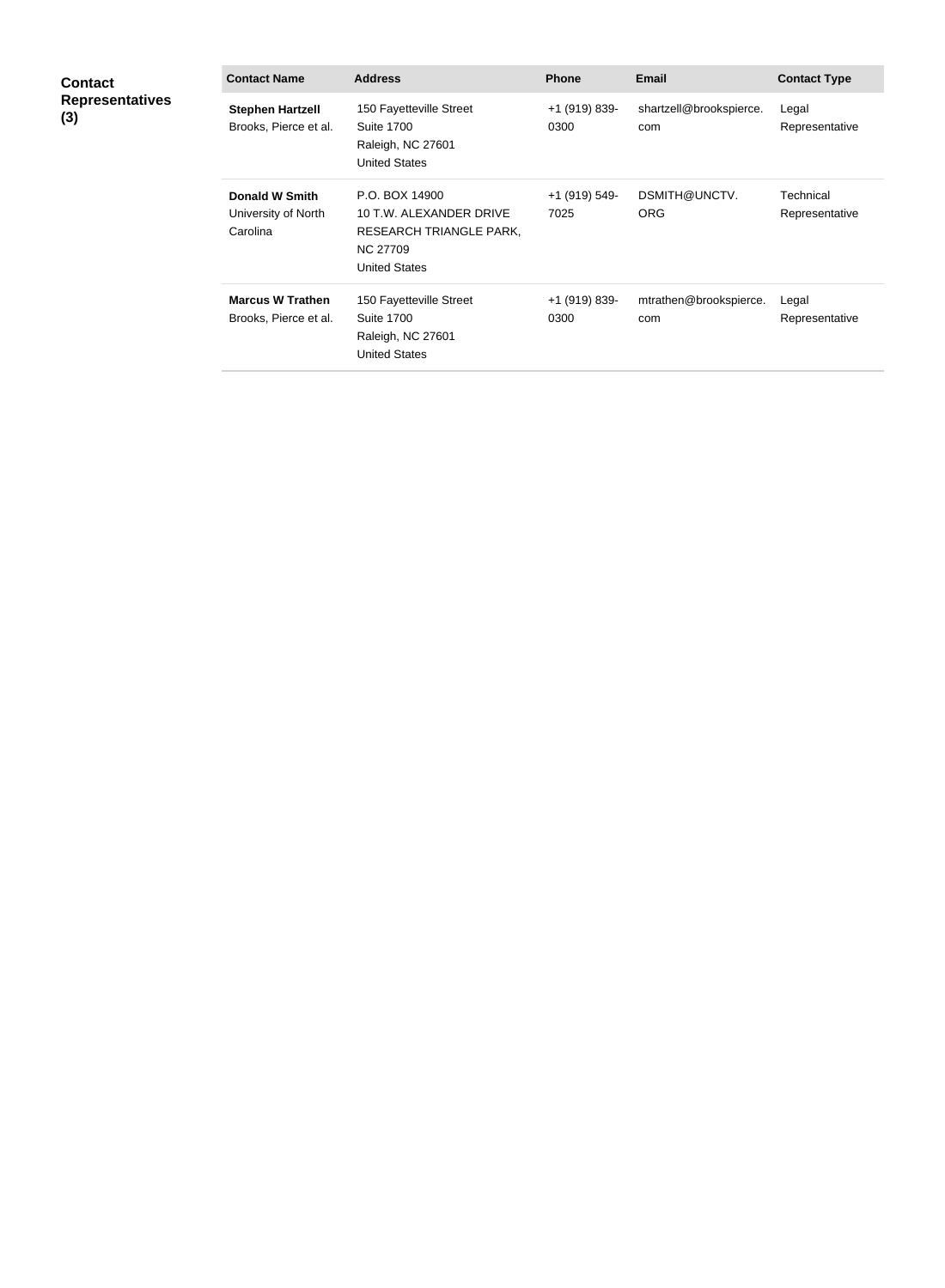**Contact Representatives (3)**

| Contact Name | Address | Phone | Email | Contact Type |
|---|---|---|---|---|
| **Stephen Hartzell** Brooks, Pierce et al. | 150 Fayetteville Street Suite 1700 Raleigh, NC 27601 United States | +1 (919) 839-0300 | shartzell@brookspierce.com | Legal Representative |
| **Donald W Smith** University of North Carolina | P.O. BOX 14900 10 T.W. ALEXANDER DRIVE RESEARCH TRIANGLE PARK, NC 27709 United States | +1 (919) 549-7025 | DSMITH@UNCTV.ORG | Technical Representative |
| **Marcus W Trathen** Brooks, Pierce et al. | 150 Fayetteville Street Suite 1700 Raleigh, NC 27601 United States | +1 (919) 839-0300 | mtrathen@brookspierce.com | Legal Representative |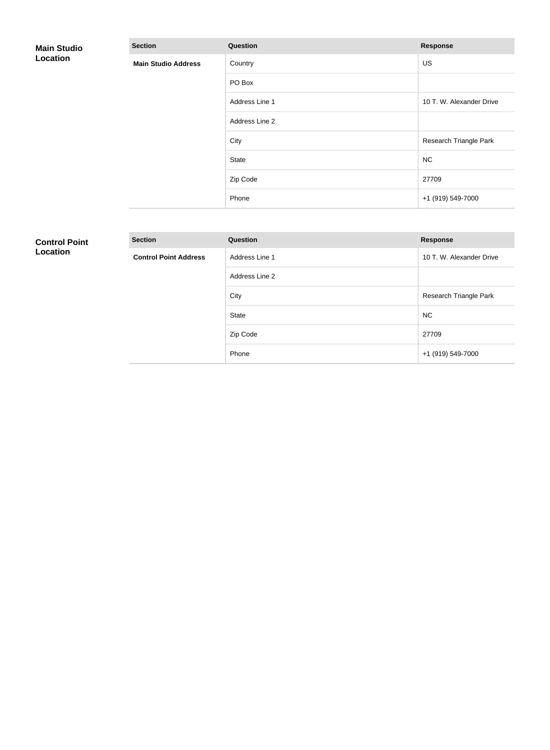## Main Studio Location

| Section | Question | Response |
| --- | --- | --- |
| **Main Studio Address** | Country | US |
| | PO Box | |
| | Address Line 1 | 10 T. W. Alexander Drive |
| | Address Line 2 | |
| | City | Research Triangle Park |
| | State | NC |
| | Zip Code | 27709 |
| | Phone | +1 (919) 549-7000 |

## Control Point Location

| Section | Question | Response |
| --- | --- | --- |
| **Control Point Address** | Address Line 1 | 10 T. W. Alexander Drive |
| | Address Line 2 | |
| | City | Research Triangle Park |
| | State | NC |
| | Zip Code | 27709 |
| | Phone | +1 (919) 549-7000 |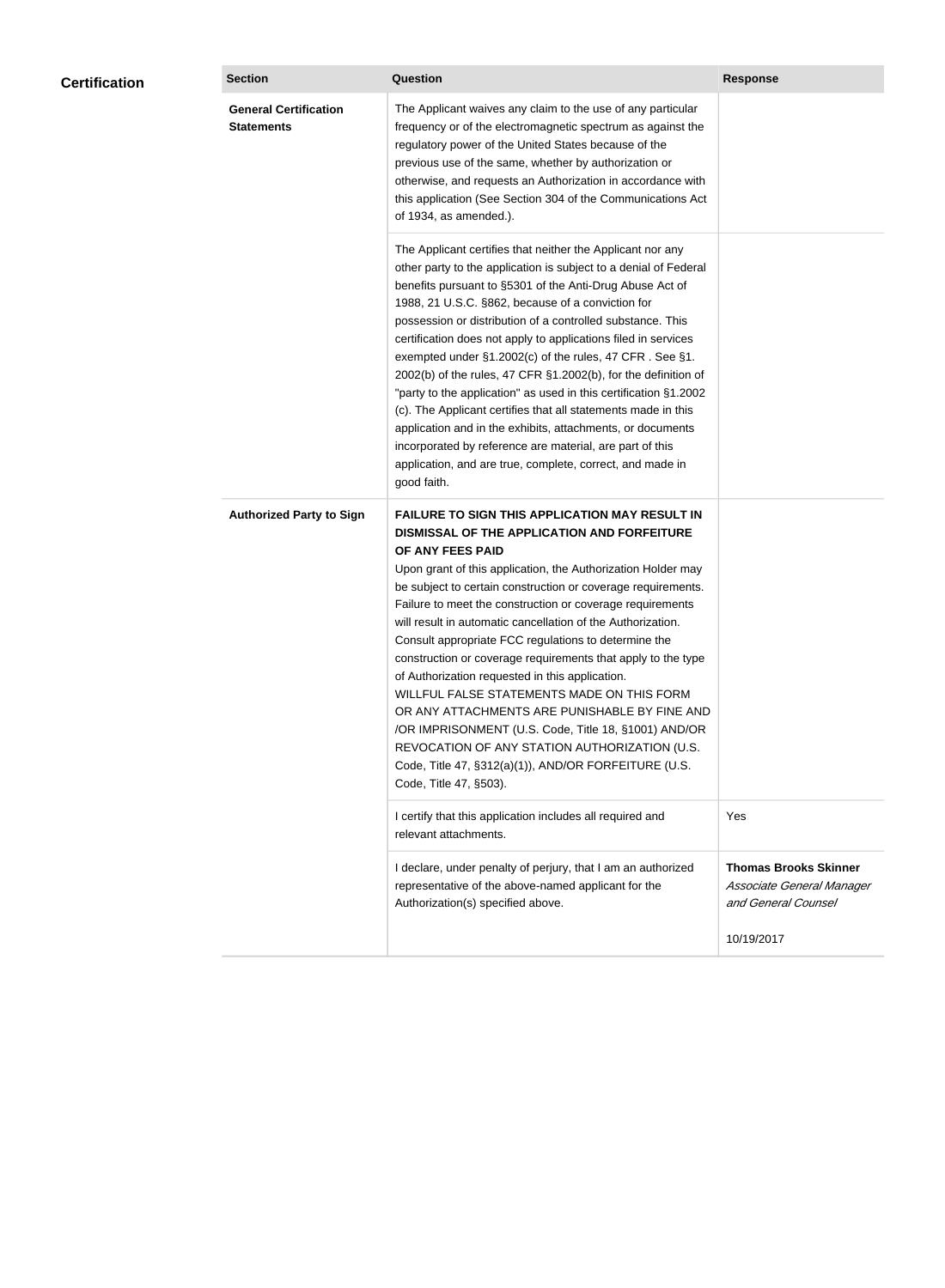## Certification

| Section | Question | Response |
|---|---|---|
| **General Certification Statements** | The Applicant waives any claim to the use of any particular frequency or of the electromagnetic spectrum as against the regulatory power of the United States because of the previous use of the same, whether by authorization or otherwise, and requests an Authorization in accordance with this application (See Section 304 of the Communications Act of 1934, as amended.). | |
| | The Applicant certifies that neither the Applicant nor any other party to the application is subject to a denial of Federal benefits pursuant to §5301 of the Anti-Drug Abuse Act of 1988, 21 U.S.C. §862, because of a conviction for possession or distribution of a controlled substance. This certification does not apply to applications filed in services exempted under §1.2002(c) of the rules, 47 CFR . See §1. 2002(b) of the rules, 47 CFR §1.2002(b), for the definition of "party to the application" as used in this certification §1.2002 (c). The Applicant certifies that all statements made in this application and in the exhibits, attachments, or documents incorporated by reference are material, are part of this application, and are true, complete, correct, and made in good faith. | |
| **Authorized Party to Sign** | **FAILURE TO SIGN THIS APPLICATION MAY RESULT IN DISMISSAL OF THE APPLICATION AND FORFEITURE OF ANY FEES PAID** Upon grant of this application, the Authorization Holder may be subject to certain construction or coverage requirements. Failure to meet the construction or coverage requirements will result in automatic cancellation of the Authorization. Consult appropriate FCC regulations to determine the construction or coverage requirements that apply to the type of Authorization requested in this application. WILLFUL FALSE STATEMENTS MADE ON THIS FORM OR ANY ATTACHMENTS ARE PUNISHABLE BY FINE AND /OR IMPRISONMENT (U.S. Code, Title 18, §1001) AND/OR REVOCATION OF ANY STATION AUTHORIZATION (U.S. Code, Title 47, §312(a)(1)), AND/OR FORFEITURE (U.S. Code, Title 47, §503). | |
| | I certify that this application includes all required and relevant attachments. | Yes |
| | I declare, under penalty of perjury, that I am an authorized representative of the above-named applicant for the Authorization(s) specified above. | **Thomas Brooks Skinner** *Associate General Manager and General Counsel* 10/19/2017 |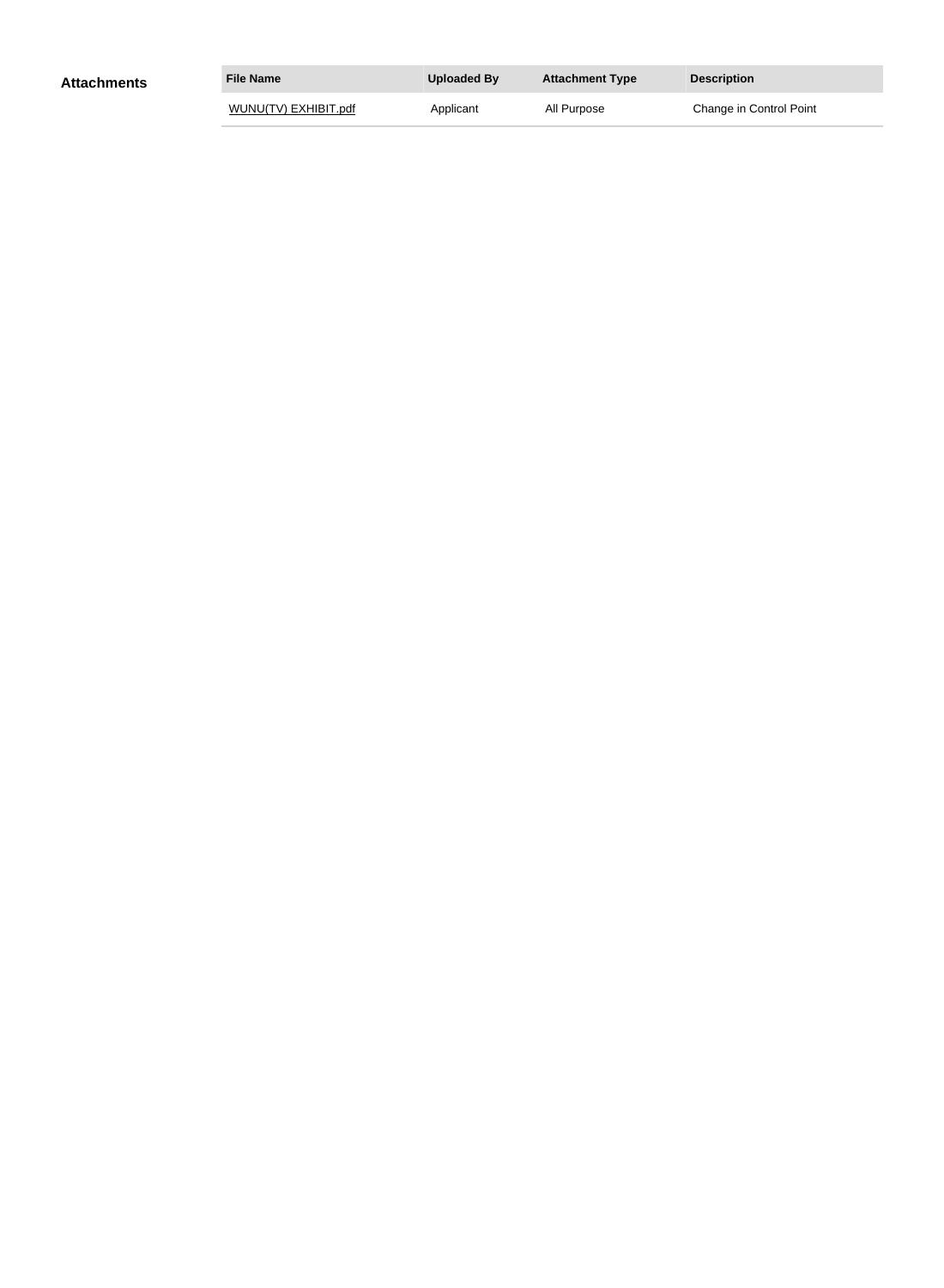**Attachments**

| File Name | Uploaded By | Attachment Type | Description |
| --- | --- | --- | --- |
| WUNU(TV) EXHIBIT.pdf | Applicant | All Purpose | Change in Control Point |